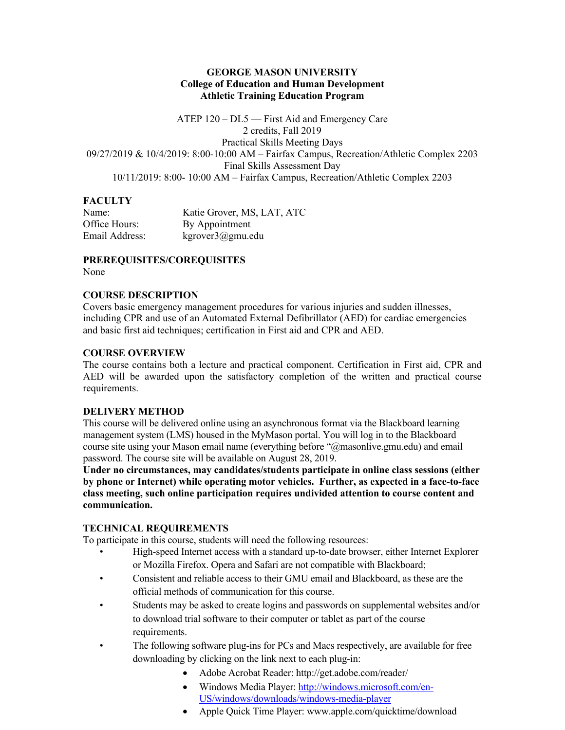**GEORGE MASON UNIVERSITY**
**College of Education and Human Development**
**Athletic Training Education Program**

ATEP 120 – DL5 — First Aid and Emergency Care
2 credits, Fall 2019
Practical Skills Meeting Days
09/27/2019 & 10/4/2019: 8:00-10:00 AM – Fairfax Campus, Recreation/Athletic Complex 2203
Final Skills Assessment Day
10/11/2019: 8:00- 10:00 AM – Fairfax Campus, Recreation/Athletic Complex 2203

## FACULTY

| | |
|---|---|
| Name: | Katie Grover, MS, LAT, ATC |
| Office Hours: | By Appointment |
| Email Address: | kgrover3@gmu.edu |

## PREREQUISITES/COREQUISITES

None

## COURSE DESCRIPTION

Covers basic emergency management procedures for various injuries and sudden illnesses, including CPR and use of an Automated External Defibrillator (AED) for cardiac emergencies and basic first aid techniques; certification in First aid and CPR and AED.

## COURSE OVERVIEW

The course contains both a lecture and practical component. Certification in First aid, CPR and AED will be awarded upon the satisfactory completion of the written and practical course requirements.

## DELIVERY METHOD

This course will be delivered online using an asynchronous format via the Blackboard learning management system (LMS) housed in the MyMason portal. You will log in to the Blackboard course site using your Mason email name (everything before "@masonlive.gmu.edu) and email password. The course site will be available on August 28, 2019.

**Under no circumstances, may candidates/students participate in online class sessions (either by phone or Internet) while operating motor vehicles. Further, as expected in a face-to-face class meeting, such online participation requires undivided attention to course content and communication.**

## TECHNICAL REQUIREMENTS

To participate in this course, students will need the following resources:

- High-speed Internet access with a standard up-to-date browser, either Internet Explorer or Mozilla Firefox. Opera and Safari are not compatible with Blackboard;
- Consistent and reliable access to their GMU email and Blackboard, as these are the official methods of communication for this course.
- Students may be asked to create logins and passwords on supplemental websites and/or to download trial software to their computer or tablet as part of the course requirements.
- The following software plug-ins for PCs and Macs respectively, are available for free downloading by clicking on the link next to each plug-in:
    - Adobe Acrobat Reader: http://get.adobe.com/reader/
    - Windows Media Player: http://windows.microsoft.com/en-US/windows/downloads/windows-media-player
    - Apple Quick Time Player: www.apple.com/quicktime/download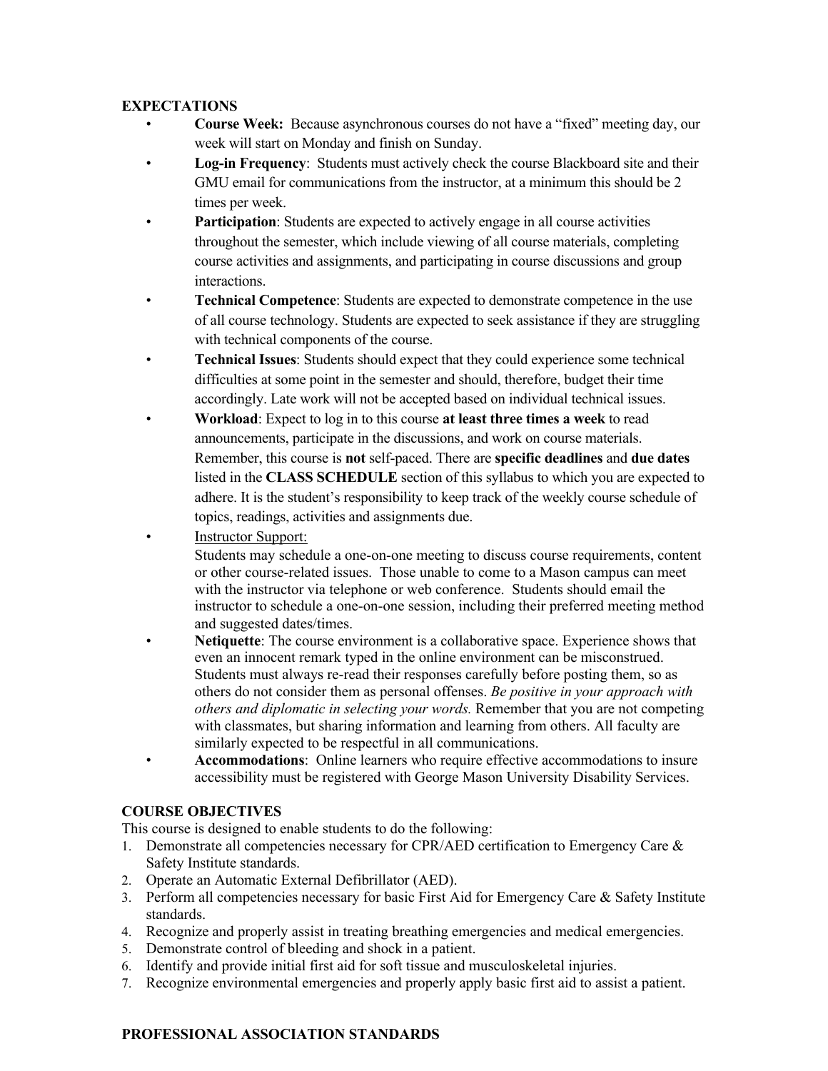**EXPECTATIONS**

- **Course Week:** Because asynchronous courses do not have a "fixed" meeting day, our week will start on Monday and finish on Sunday.
- **Log-in Frequency**: Students must actively check the course Blackboard site and their GMU email for communications from the instructor, at a minimum this should be 2 times per week.
- **Participation**: Students are expected to actively engage in all course activities throughout the semester, which include viewing of all course materials, completing course activities and assignments, and participating in course discussions and group interactions.
- **Technical Competence**: Students are expected to demonstrate competence in the use of all course technology. Students are expected to seek assistance if they are struggling with technical components of the course.
- **Technical Issues**: Students should expect that they could experience some technical difficulties at some point in the semester and should, therefore, budget their time accordingly. Late work will not be accepted based on individual technical issues.
- **Workload**: Expect to log in to this course **at least three times a week** to read announcements, participate in the discussions, and work on course materials. Remember, this course is **not** self-paced. There are **specific deadlines** and **due dates** listed in the **CLASS SCHEDULE** section of this syllabus to which you are expected to adhere. It is the student's responsibility to keep track of the weekly course schedule of topics, readings, activities and assignments due.
- Instructor Support:
  Students may schedule a one-on-one meeting to discuss course requirements, content or other course-related issues. Those unable to come to a Mason campus can meet with the instructor via telephone or web conference. Students should email the instructor to schedule a one-on-one session, including their preferred meeting method and suggested dates/times.
- **Netiquette**: The course environment is a collaborative space. Experience shows that even an innocent remark typed in the online environment can be misconstrued. Students must always re-read their responses carefully before posting them, so as others do not consider them as personal offenses. *Be positive in your approach with others and diplomatic in selecting your words.* Remember that you are not competing with classmates, but sharing information and learning from others. All faculty are similarly expected to be respectful in all communications.
- **Accommodations**: Online learners who require effective accommodations to insure accessibility must be registered with George Mason University Disability Services.

**COURSE OBJECTIVES**

This course is designed to enable students to do the following:

1. Demonstrate all competencies necessary for CPR/AED certification to Emergency Care & Safety Institute standards.
2. Operate an Automatic External Defibrillator (AED).
3. Perform all competencies necessary for basic First Aid for Emergency Care & Safety Institute standards.
4. Recognize and properly assist in treating breathing emergencies and medical emergencies.
5. Demonstrate control of bleeding and shock in a patient.
6. Identify and provide initial first aid for soft tissue and musculoskeletal injuries.
7. Recognize environmental emergencies and properly apply basic first aid to assist a patient.

**PROFESSIONAL ASSOCIATION STANDARDS**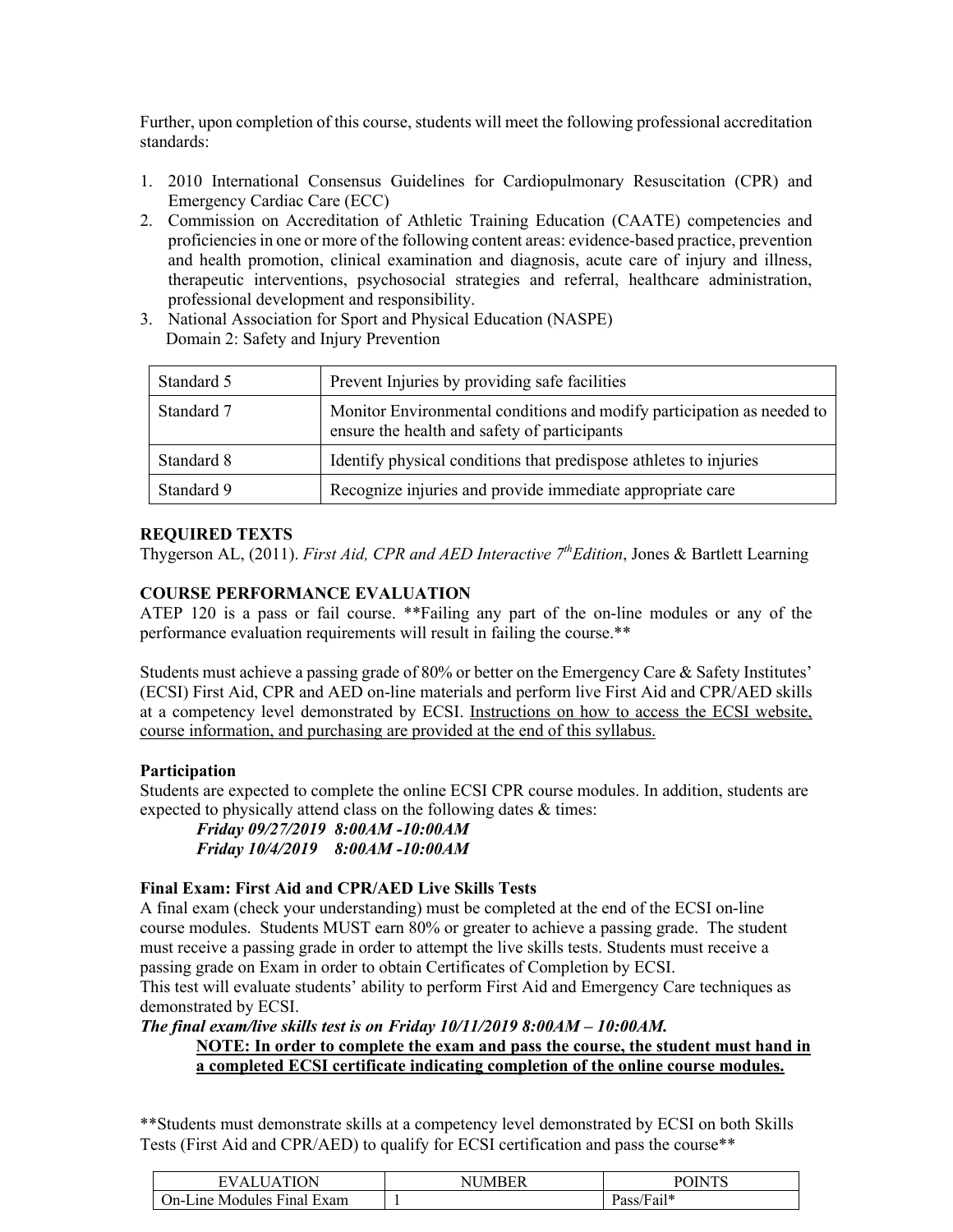Further, upon completion of this course, students will meet the following professional accreditation standards:

1. 2010 International Consensus Guidelines for Cardiopulmonary Resuscitation (CPR) and Emergency Cardiac Care (ECC)
2. Commission on Accreditation of Athletic Training Education (CAATE) competencies and proficiencies in one or more of the following content areas: evidence-based practice, prevention and health promotion, clinical examination and diagnosis, acute care of injury and illness, therapeutic interventions, psychosocial strategies and referral, healthcare administration, professional development and responsibility.
3. National Association for Sport and Physical Education (NASPE)
   Domain 2: Safety and Injury Prevention

| | |
|---|---|
| Standard 5 | Prevent Injuries by providing safe facilities |
| Standard 7 | Monitor Environmental conditions and modify participation as needed to ensure the health and safety of participants |
| Standard 8 | Identify physical conditions that predispose athletes to injuries |
| Standard 9 | Recognize injuries and provide immediate appropriate care |

**REQUIRED TEXTS**
Thygerson AL, (2011). *First Aid, CPR and AED Interactive 7th Edition*, Jones & Bartlett Learning

**COURSE PERFORMANCE EVALUATION**
ATEP 120 is a pass or fail course. **Failing any part of the on-line modules or any of the performance evaluation requirements will result in failing the course.**

Students must achieve a passing grade of 80% or better on the Emergency Care & Safety Institutes' (ECSI) First Aid, CPR and AED on-line materials and perform live First Aid and CPR/AED skills at a competency level demonstrated by ECSI. <u>Instructions on how to access the ECSI website, course information, and purchasing are provided at the end of this syllabus.</u>

**Participation**
Students are expected to complete the online ECSI CPR course modules. In addition, students are expected to physically attend class on the following dates & times:

***Friday 09/27/2019 8:00AM -10:00AM***
***Friday 10/4/2019 8:00AM -10:00AM***

**Final Exam: First Aid and CPR/AED Live Skills Tests**
A final exam (check your understanding) must be completed at the end of the ECSI on-line course modules. Students MUST earn 80% or greater to achieve a passing grade. The student must receive a passing grade in order to attempt the live skills tests. Students must receive a passing grade on Exam in order to obtain Certificates of Completion by ECSI.
This test will evaluate students' ability to perform First Aid and Emergency Care techniques as demonstrated by ECSI.
***The final exam/live skills test is on Friday 10/11/2019 8:00AM – 10:00AM.***

**<u>NOTE: In order to complete the exam and pass the course, the student must hand in a completed ECSI certificate indicating completion of the online course modules.</u>**

**Students must demonstrate skills at a competency level demonstrated by ECSI on both Skills Tests (First Aid and CPR/AED) to qualify for ECSI certification and pass the course**

| EVALUATION | NUMBER | POINTS |
|---|---|---|
| On-Line Modules Final Exam | 1 | Pass/Fail* |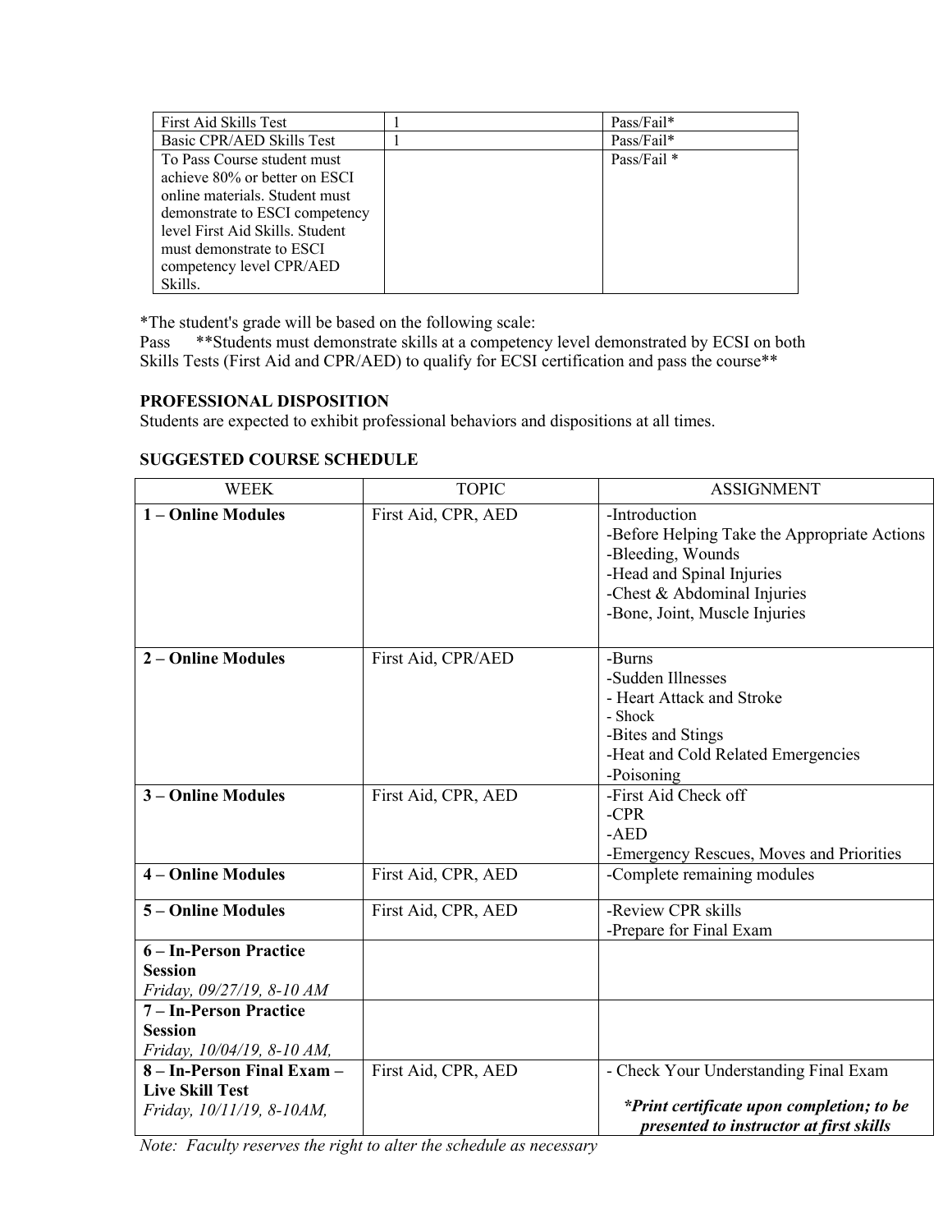| | | |
|---|---|---|
| First Aid Skills Test | 1 | Pass/Fail* |
| Basic CPR/AED Skills Test | 1 | Pass/Fail* |
| To Pass Course student must achieve 80% or better on ESCI online materials. Student must demonstrate to ESCI competency level First Aid Skills. Student must demonstrate to ESCI competency level CPR/AED Skills. | | Pass/Fail * |

*The student's grade will be based on the following scale:
Pass **Students must demonstrate skills at a competency level demonstrated by ECSI on both Skills Tests (First Aid and CPR/AED) to qualify for ECSI certification and pass the course**

**PROFESSIONAL DISPOSITION**
Students are expected to exhibit professional behaviors and dispositions at all times.

**SUGGESTED COURSE SCHEDULE**

| WEEK | TOPIC | ASSIGNMENT |
|---|---|---|
| **1 – Online Modules** | First Aid, CPR, AED | -Introduction<br>-Before Helping Take the Appropriate Actions<br>-Bleeding, Wounds<br>-Head and Spinal Injuries<br>-Chest & Abdominal Injuries<br>-Bone, Joint, Muscle Injuries |
| **2 – Online Modules** | First Aid, CPR/AED | -Burns<br>-Sudden Illnesses<br>- Heart Attack and Stroke<br>- Shock<br>-Bites and Stings<br>-Heat and Cold Related Emergencies<br>-Poisoning |
| **3 – Online Modules** | First Aid, CPR, AED | -First Aid Check off<br>-CPR<br>-AED<br>-Emergency Rescues, Moves and Priorities |
| **4 – Online Modules** | First Aid, CPR, AED | -Complete remaining modules |
| **5 – Online Modules** | First Aid, CPR, AED | -Review CPR skills<br>-Prepare for Final Exam |
| **6 – In-Person Practice Session**<br>*Friday, 09/27/19, 8-10 AM* | | |
| **7 – In-Person Practice Session**<br>*Friday, 10/04/19, 8-10 AM,* | | |
| **8 – In-Person Final Exam – Live Skill Test**<br>*Friday, 10/11/19, 8-10AM,* | First Aid, CPR, AED | - Check Your Understanding Final Exam<br><br>***\*Print certificate upon completion; to be presented to instructor at first skills*** |

*Note: Faculty reserves the right to alter the schedule as necessary*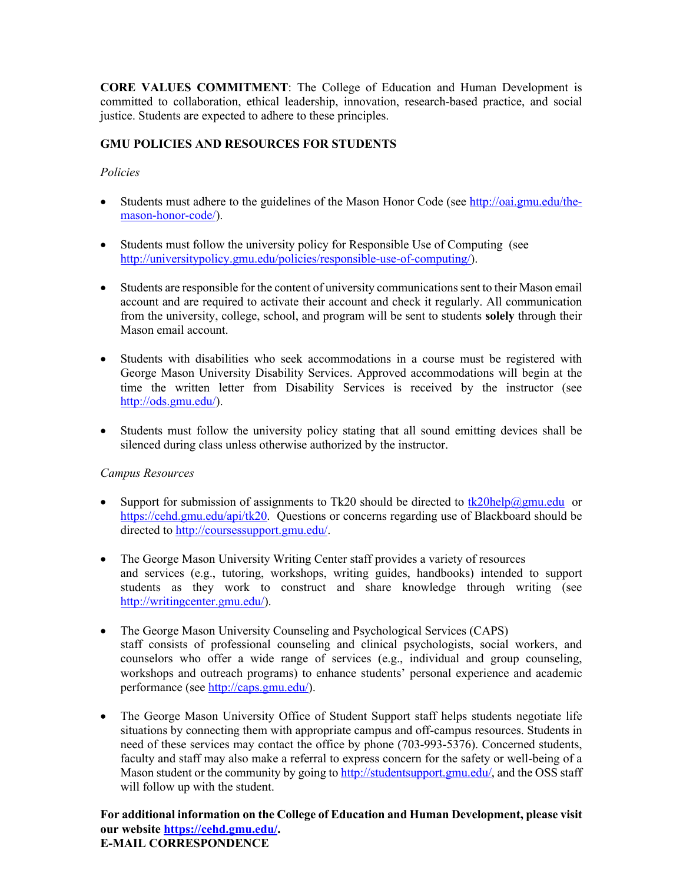**CORE VALUES COMMITMENT**: The College of Education and Human Development is committed to collaboration, ethical leadership, innovation, research-based practice, and social justice. Students are expected to adhere to these principles.

**GMU POLICIES AND RESOURCES FOR STUDENTS**

*Policies*

- Students must adhere to the guidelines of the Mason Honor Code (see http://oai.gmu.edu/the-mason-honor-code/).

- Students must follow the university policy for Responsible Use of Computing (see http://universitypolicy.gmu.edu/policies/responsible-use-of-computing/).

- Students are responsible for the content of university communications sent to their Mason email account and are required to activate their account and check it regularly. All communication from the university, college, school, and program will be sent to students **solely** through their Mason email account.

- Students with disabilities who seek accommodations in a course must be registered with George Mason University Disability Services. Approved accommodations will begin at the time the written letter from Disability Services is received by the instructor (see http://ods.gmu.edu/).

- Students must follow the university policy stating that all sound emitting devices shall be silenced during class unless otherwise authorized by the instructor.

*Campus Resources*

- Support for submission of assignments to Tk20 should be directed to tk20help@gmu.edu or https://cehd.gmu.edu/api/tk20. Questions or concerns regarding use of Blackboard should be directed to http://coursessupport.gmu.edu/.

- The George Mason University Writing Center staff provides a variety of resources and services (e.g., tutoring, workshops, writing guides, handbooks) intended to support students as they work to construct and share knowledge through writing (see http://writingcenter.gmu.edu/).

- The George Mason University Counseling and Psychological Services (CAPS) staff consists of professional counseling and clinical psychologists, social workers, and counselors who offer a wide range of services (e.g., individual and group counseling, workshops and outreach programs) to enhance students' personal experience and academic performance (see http://caps.gmu.edu/).

- The George Mason University Office of Student Support staff helps students negotiate life situations by connecting them with appropriate campus and off-campus resources. Students in need of these services may contact the office by phone (703-993-5376). Concerned students, faculty and staff may also make a referral to express concern for the safety or well-being of a Mason student or the community by going to http://studentsupport.gmu.edu/, and the OSS staff will follow up with the student.

**For additional information on the College of Education and Human Development, please visit our website https://cehd.gmu.edu/.**

**E-MAIL CORRESPONDENCE**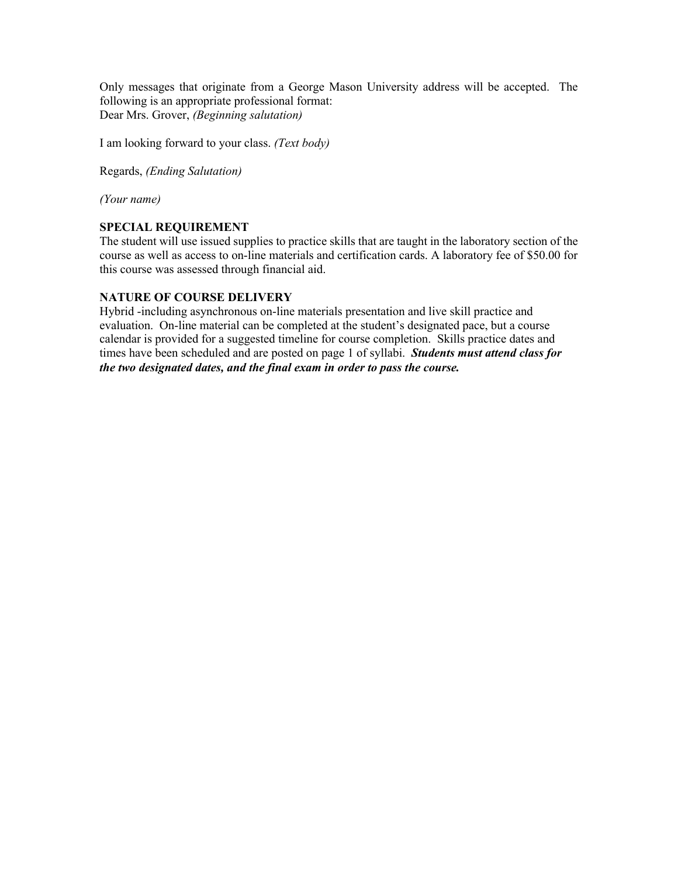Only messages that originate from a George Mason University address will be accepted. The following is an appropriate professional format:
Dear Mrs. Grover, *(Beginning salutation)*

I am looking forward to your class. *(Text body)*

Regards, *(Ending Salutation)*

*(Your name)*

**SPECIAL REQUIREMENT**
The student will use issued supplies to practice skills that are taught in the laboratory section of the course as well as access to on-line materials and certification cards. A laboratory fee of $50.00 for this course was assessed through financial aid.

**NATURE OF COURSE DELIVERY**
Hybrid -including asynchronous on-line materials presentation and live skill practice and evaluation. On-line material can be completed at the student's designated pace, but a course calendar is provided for a suggested timeline for course completion. Skills practice dates and times have been scheduled and are posted on page 1 of syllabi. ***Students must attend class for the two designated dates, and the final exam in order to pass the course.***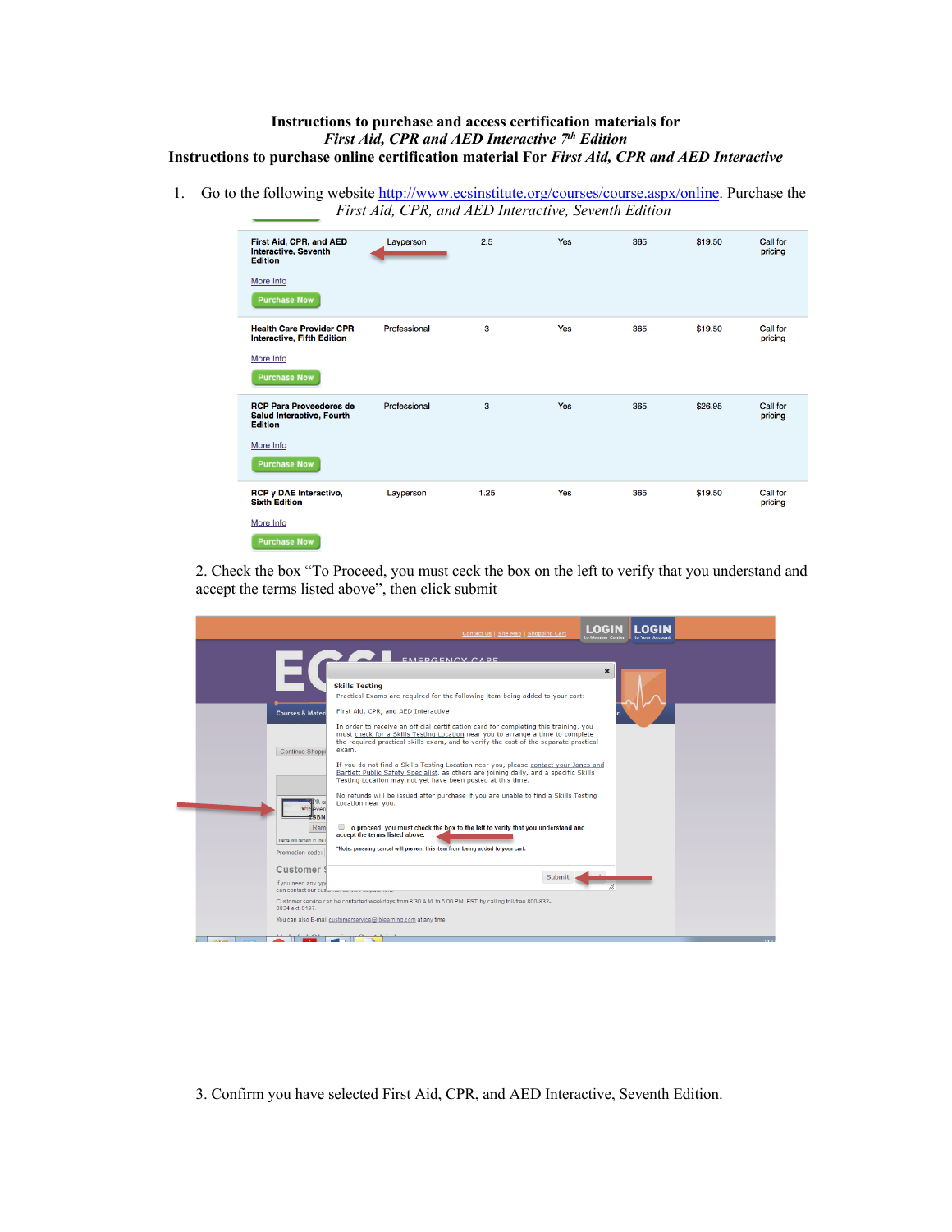**Instructions to purchase and access certification materials for**
***First Aid, CPR and AED Interactive 7th Edition***
**Instructions to purchase online certification material For *First Aid, CPR and AED Interactive***

1. Go to the following website http://www.ecsinstitute.org/courses/course.aspx/online. Purchase the *First Aid, CPR, and AED Interactive, Seventh Edition*

| | | | | | | |
|---|---|---|---|---|---|---|
| First Aid, CPR, and AED Interactive, Seventh Edition<br>More Info<br>Purchase Now | Layperson | 2.5 | Yes | 365 | $19.50 | Call for pricing |
| Health Care Provider CPR Interactive, Fifth Edition<br>More Info<br>Purchase Now | Professional | 3 | Yes | 365 | $19.50 | Call for pricing |
| RCP Para Proveedores de Salud Interactivo, Fourth Edition<br>More Info<br>Purchase Now | Professional | 3 | Yes | 365 | $26.95 | Call for pricing |
| RCP y DAE Interactivo, Sixth Edition<br>More Info<br>Purchase Now | Layperson | 1.25 | Yes | 365 | $19.50 | Call for pricing |

2. Check the box "To Proceed, you must ceck the box on the left to verify that you understand and accept the terms listed above", then click submit

Skills Testing

Practical Exams are required for the following item being added to your cart:

First Aid, CPR, and AED Interactive

In order to receive an official certification card for completing this training, you must check for a Skills Testing Location near you to arrange a time to complete the required practical skills exam, and to verify the cost of the separate practical exam.

If you do not find a Skills Testing Location near you, please contact your Jones and Bartlett Public Safety Specialist, as others are joining daily, and a specific Skills Testing Location may not yet have been posted at this time.

No refunds will be issued after purchase if you are unable to find a Skills Testing Location near you.

To proceed, you must check the box to the left to verify that you understand and accept the terms listed above.

*Note: pressing cancel will prevent this item from being added to your cart.

Submit

3. Confirm you have selected First Aid, CPR, and AED Interactive, Seventh Edition.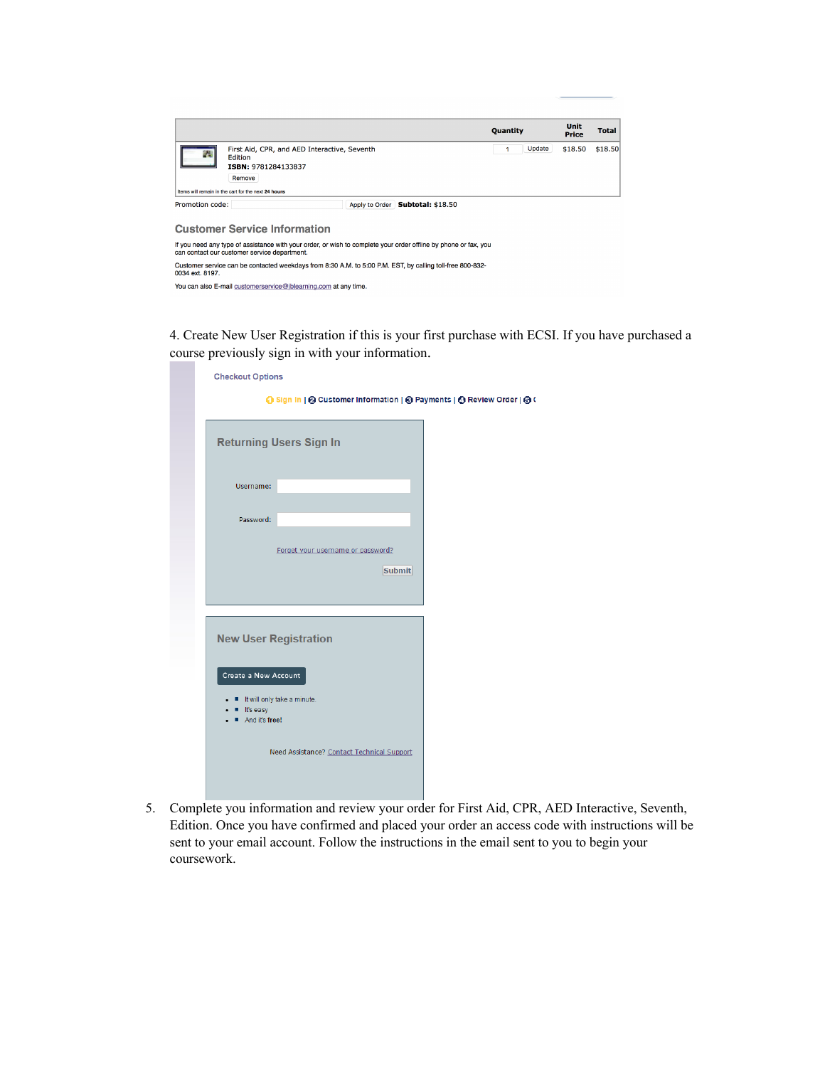| | Quantity | Unit Price | Total |
|---|---|---|---|
| First Aid, CPR, and AED Interactive, Seventh Edition **ISBN:** 9781284133837 Remove | 1 Update | $18.50 | $18.50 |

Items will remain in the cart for the next **24 hours**

Promotion code: Apply to Order **Subtotal:** $18.50

### Customer Service Information

If you need any type of assistance with your order, or wish to complete your order offline by phone or fax, you can contact our customer service department.

Customer service can be contacted weekdays from 8:30 A.M. to 5:00 P.M. EST, by calling toll-free 800-832-0034 ext. 8197.

You can also E-mail customerservice@jblearning.com at any time.

4. Create New User Registration if this is your first purchase with ECSI. If you have purchased a course previously sign in with your information.

Checkout Options

1 Sign In | 2 Customer Information | 3 Payments | 4 Review Order | 5 (

**Returning Users Sign In**

Username:

Password:

Forgot your username or password?

Submit

**New User Registration**

Create a New Account

- It will only take a minute.
- It's easy
- And it's **free!**

Need Assistance? Contact Technical Support

5. Complete you information and review your order for First Aid, CPR, AED Interactive, Seventh, Edition. Once you have confirmed and placed your order an access code with instructions will be sent to your email account. Follow the instructions in the email sent to you to begin your coursework.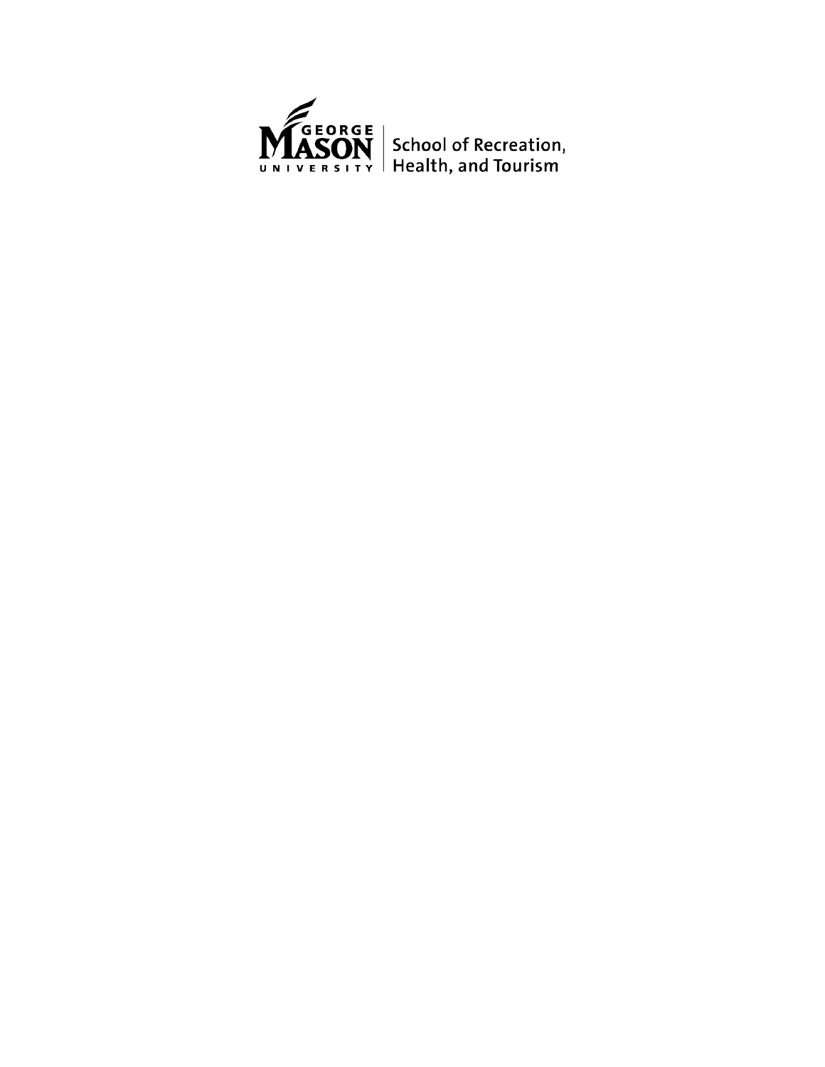GEORGE MASON UNIVERSITY | School of Recreation, Health, and Tourism